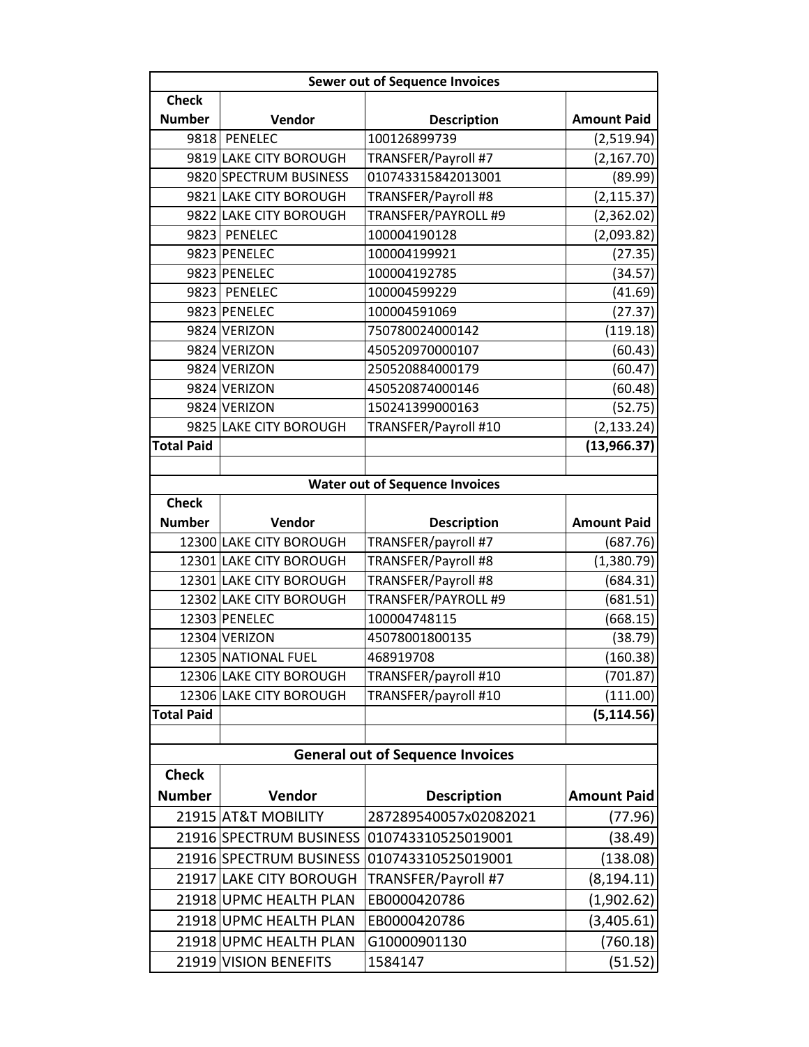| Sewer out of Sequence Invoices | | | |
|---|---|---|---|
| **Check Number** | **Vendor** | **Description** | **Amount Paid** |
| 9818 | PENELEC | 100126899739 | (2,519.94) |
| 9819 | LAKE CITY BOROUGH | TRANSFER/Payroll #7 | (2,167.70) |
| 9820 | SPECTRUM BUSINESS | 010743315842013001 | (89.99) |
| 9821 | LAKE CITY BOROUGH | TRANSFER/Payroll #8 | (2,115.37) |
| 9822 | LAKE CITY BOROUGH | TRANSFER/PAYROLL #9 | (2,362.02) |
| 9823 | PENELEC | 100004190128 | (2,093.82) |
| 9823 | PENELEC | 100004199921 | (27.35) |
| 9823 | PENELEC | 100004192785 | (34.57) |
| 9823 | PENELEC | 100004599229 | (41.69) |
| 9823 | PENELEC | 100004591069 | (27.37) |
| 9824 | VERIZON | 750780024000142 | (119.18) |
| 9824 | VERIZON | 450520970000107 | (60.43) |
| 9824 | VERIZON | 250520884000179 | (60.47) |
| 9824 | VERIZON | 450520874000146 | (60.48) |
| 9824 | VERIZON | 150241399000163 | (52.75) |
| 9825 | LAKE CITY BOROUGH | TRANSFER/Payroll #10 | (2,133.24) |
| **Total Paid** | | | **(13,966.37)** |

| Water out of Sequence Invoices | | | |
|---|---|---|---|
| **Check Number** | **Vendor** | **Description** | **Amount Paid** |
| 12300 | LAKE CITY BOROUGH | TRANSFER/payroll #7 | (687.76) |
| 12301 | LAKE CITY BOROUGH | TRANSFER/Payroll #8 | (1,380.79) |
| 12301 | LAKE CITY BOROUGH | TRANSFER/Payroll #8 | (684.31) |
| 12302 | LAKE CITY BOROUGH | TRANSFER/PAYROLL #9 | (681.51) |
| 12303 | PENELEC | 100004748115 | (668.15) |
| 12304 | VERIZON | 45078001800135 | (38.79) |
| 12305 | NATIONAL FUEL | 468919708 | (160.38) |
| 12306 | LAKE CITY BOROUGH | TRANSFER/payroll #10 | (701.87) |
| 12306 | LAKE CITY BOROUGH | TRANSFER/payroll #10 | (111.00) |
| **Total Paid** | | | **(5,114.56)** |

| General out of Sequence Invoices | | | |
|---|---|---|---|
| **Check Number** | **Vendor** | **Description** | **Amount Paid** |
| 21915 | AT&T MOBILITY | 287289540057x02082021 | (77.96) |
| 21916 | SPECTRUM BUSINESS | 010743310525019001 | (38.49) |
| 21916 | SPECTRUM BUSINESS | 010743310525019001 | (138.08) |
| 21917 | LAKE CITY BOROUGH | TRANSFER/Payroll #7 | (8,194.11) |
| 21918 | UPMC HEALTH PLAN | EB0000420786 | (1,902.62) |
| 21918 | UPMC HEALTH PLAN | EB0000420786 | (3,405.61) |
| 21918 | UPMC HEALTH PLAN | G10000901130 | (760.18) |
| 21919 | VISION BENEFITS | 1584147 | (51.52) |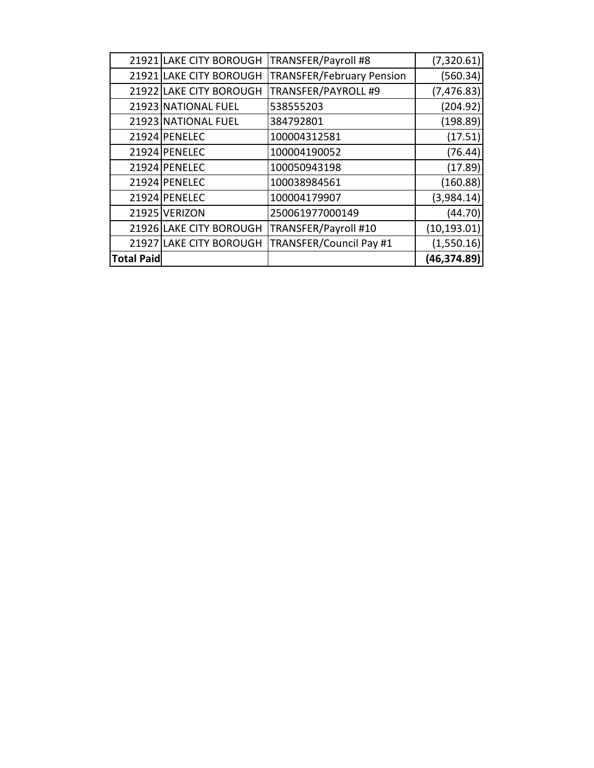| | | | |
|---|---|---|---|
| 21921 | LAKE CITY BOROUGH | TRANSFER/Payroll #8 | (7,320.61) |
| 21921 | LAKE CITY BOROUGH | TRANSFER/February Pension | (560.34) |
| 21922 | LAKE CITY BOROUGH | TRANSFER/PAYROLL #9 | (7,476.83) |
| 21923 | NATIONAL FUEL | 538555203 | (204.92) |
| 21923 | NATIONAL FUEL | 384792801 | (198.89) |
| 21924 | PENELEC | 100004312581 | (17.51) |
| 21924 | PENELEC | 100004190052 | (76.44) |
| 21924 | PENELEC | 100050943198 | (17.89) |
| 21924 | PENELEC | 100038984561 | (160.88) |
| 21924 | PENELEC | 100004179907 | (3,984.14) |
| 21925 | VERIZON | 250061977000149 | (44.70) |
| 21926 | LAKE CITY BOROUGH | TRANSFER/Payroll #10 | (10,193.01) |
| 21927 | LAKE CITY BOROUGH | TRANSFER/Council Pay #1 | (1,550.16) |
| **Total Paid** | | | **(46,374.89)** |